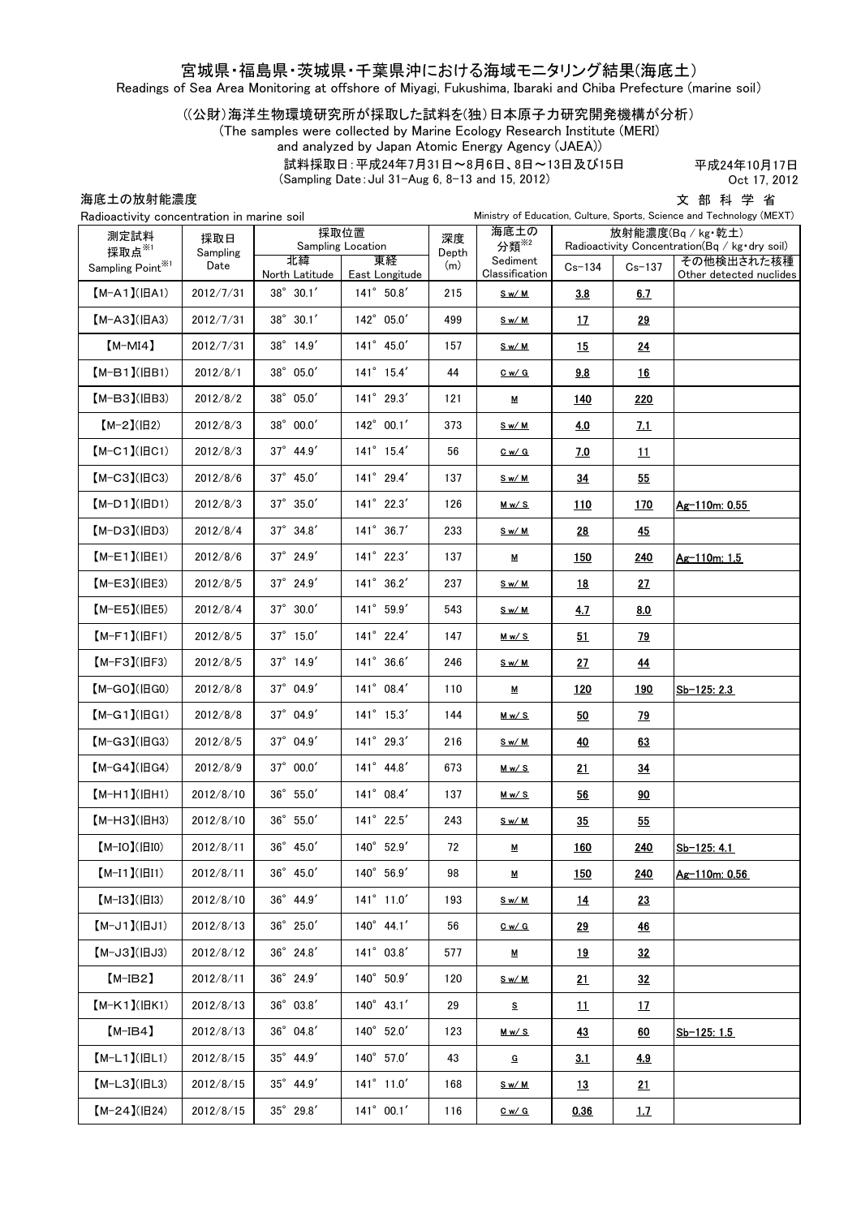# 宮城県・福島県・茨城県・千葉県沖における海域モニタリング結果(海底土)

Readings of Sea Area Monitoring at offshore of Miyagi, Fukushima, Ibaraki and Chiba Prefecture (marine soil)

((公財)海洋生物環境研究所が採取した試料を(独)日本原子力研究開発機構が分析)
(The samples were collected by Marine Ecology Research Institute (MERI)
and analyzed by Japan Atomic Energy Agency (JAEA))

試料採取日：平成24年7月31日～8月6日、8日～13日及び15日
(Sampling Date：Jul 31-Aug 6, 8-13 and 15, 2012)

平成24年10月17日
Oct 17, 2012

文 部 科 学 省
Ministry of Education, Culture, Sports, Science and Technology (MEXT)

海底土の放射能濃度
Radioactivity concentration in marine soil

| 測定試料採取点※1 Sampling Point※1 | 採取日 Sampling Date | 採取位置 Sampling Location | | 深度 Depth (m) | 海底土の分類※2 Sediment Classification | 放射能濃度(Bq / kg・乾土) Radioactivity Concentration(Bq / kg・dry soil) | | |
|---|---|---|---|---|---|---|---|---|
| | | 北緯 North Latitude | 東経 East Longitude | | | Cs-134 | Cs-137 | その他検出された核種 Other detected nuclides |
| 【M-A1】(旧A1) | 2012/7/31 | 38° 30.1′ | 141° 50.8′ | 215 | S w/ M | 3.8 | 6.7 | |
| 【M-A3】(旧A3) | 2012/7/31 | 38° 30.1′ | 142° 05.0′ | 499 | S w/ M | 17 | 29 | |
| 【M-MI4】 | 2012/7/31 | 38° 14.9′ | 141° 45.0′ | 157 | S w/ M | 15 | 24 | |
| 【M-B1】(旧B1) | 2012/8/1 | 38° 05.0′ | 141° 15.4′ | 44 | C w/ G | 9.8 | 16 | |
| 【M-B3】(旧B3) | 2012/8/2 | 38° 05.0′ | 141° 29.3′ | 121 | M | 140 | 220 | |
| 【M-2】(旧2) | 2012/8/3 | 38° 00.0′ | 142° 00.1′ | 373 | S w/ M | 4.0 | 7.1 | |
| 【M-C1】(旧C1) | 2012/8/3 | 37° 44.9′ | 141° 15.4′ | 56 | C w/ G | 7.0 | 11 | |
| 【M-C3】(旧C3) | 2012/8/6 | 37° 45.0′ | 141° 29.4′ | 137 | S w/ M | 34 | 55 | |
| 【M-D1】(旧D1) | 2012/8/3 | 37° 35.0′ | 141° 22.3′ | 126 | M w/ S | 110 | 170 | Ag-110m: 0.55 |
| 【M-D3】(旧D3) | 2012/8/4 | 37° 34.8′ | 141° 36.7′ | 233 | S w/ M | 28 | 45 | |
| 【M-E1】(旧E1) | 2012/8/6 | 37° 24.9′ | 141° 22.3′ | 137 | M | 150 | 240 | Ag-110m: 1.5 |
| 【M-E3】(旧E3) | 2012/8/5 | 37° 24.9′ | 141° 36.2′ | 237 | S w/ M | 18 | 27 | |
| 【M-E5】(旧E5) | 2012/8/4 | 37° 30.0′ | 141° 59.9′ | 543 | S w/ M | 4.7 | 8.0 | |
| 【M-F1】(旧F1) | 2012/8/5 | 37° 15.0′ | 141° 22.4′ | 147 | M w/ S | 51 | 79 | |
| 【M-F3】(旧F3) | 2012/8/5 | 37° 14.9′ | 141° 36.6′ | 246 | S w/ M | 27 | 44 | |
| 【M-G0】(旧G0) | 2012/8/8 | 37° 04.9′ | 141° 08.4′ | 110 | M | 120 | 190 | Sb-125: 2.3 |
| 【M-G1】(旧G1) | 2012/8/8 | 37° 04.9′ | 141° 15.3′ | 144 | M w/ S | 50 | 79 | |
| 【M-G3】(旧G3) | 2012/8/5 | 37° 04.9′ | 141° 29.3′ | 216 | S w/ M | 40 | 63 | |
| 【M-G4】(旧G4) | 2012/8/9 | 37° 00.0′ | 141° 44.8′ | 673 | M w/ S | 21 | 34 | |
| 【M-H1】(旧H1) | 2012/8/10 | 36° 55.0′ | 141° 08.4′ | 137 | M w/ S | 56 | 90 | |
| 【M-H3】(旧H3) | 2012/8/10 | 36° 55.0′ | 141° 22.5′ | 243 | S w/ M | 35 | 55 | |
| 【M-I0】(旧I0) | 2012/8/11 | 36° 45.0′ | 140° 52.9′ | 72 | M | 160 | 240 | Sb-125: 4.1 |
| 【M-I1】(旧I1) | 2012/8/11 | 36° 45.0′ | 140° 56.9′ | 98 | M | 150 | 240 | Ag-110m: 0.56 |
| 【M-I3】(旧I3) | 2012/8/10 | 36° 44.9′ | 141° 11.0′ | 193 | S w/ M | 14 | 23 | |
| 【M-J1】(旧J1) | 2012/8/13 | 36° 25.0′ | 140° 44.1′ | 56 | C w/ G | 29 | 46 | |
| 【M-J3】(旧J3) | 2012/8/12 | 36° 24.8′ | 141° 03.8′ | 577 | M | 19 | 32 | |
| 【M-IB2】 | 2012/8/11 | 36° 24.9′ | 140° 50.9′ | 120 | S w/ M | 21 | 32 | |
| 【M-K1】(旧K1) | 2012/8/13 | 36° 03.8′ | 140° 43.1′ | 29 | S | 11 | 17 | |
| 【M-IB4】 | 2012/8/13 | 36° 04.8′ | 140° 52.0′ | 123 | M w/ S | 43 | 60 | Sb-125: 1.5 |
| 【M-L1】(旧L1) | 2012/8/15 | 35° 44.9′ | 140° 57.0′ | 43 | G | 3.1 | 4.9 | |
| 【M-L3】(旧L3) | 2012/8/15 | 35° 44.9′ | 141° 11.0′ | 168 | S w/ M | 13 | 21 | |
| 【M-24】(旧24) | 2012/8/15 | 35° 29.8′ | 141° 00.1′ | 116 | C w/ G | 0.36 | 1.7 | |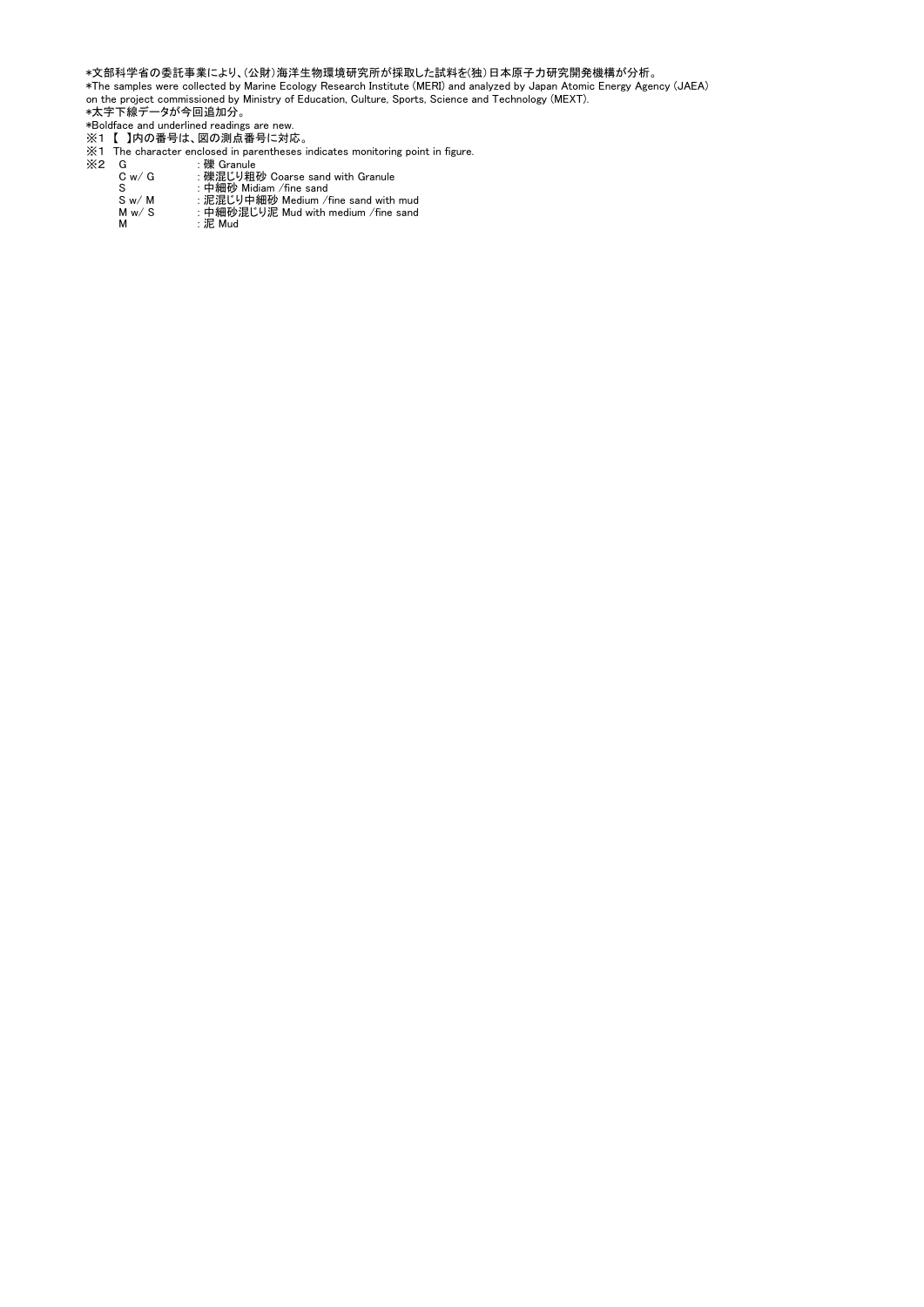*文部科学省の委託事業により、(公財)海洋生物環境研究所が採取した試料を(独)日本原子力研究開発機構が分析。

*The samples were collected by Marine Ecology Research Institute (MERI) and analyzed by Japan Atomic Energy Agency (JAEA) on the project commissioned by Ministry of Education, Culture, Sports, Science and Technology (MEXT).

*太字下線データが今回追加分。

*Boldface and underlined readings are new.

※1 【 】内の番号は、図の測点番号に対応。

※1 The character enclosed in parentheses indicates monitoring point in figure.

※2

| | |
|---|---|
| G | : 礫 Granule |
| C w/ G | : 礫混じり粗砂 Coarse sand with Granule |
| S | : 中細砂 Midiam /fine sand |
| S w/ M | : 泥混じり中細砂 Medium /fine sand with mud |
| M w/ S | : 中細砂混じり泥 Mud with medium /fine sand |
| M | : 泥 Mud |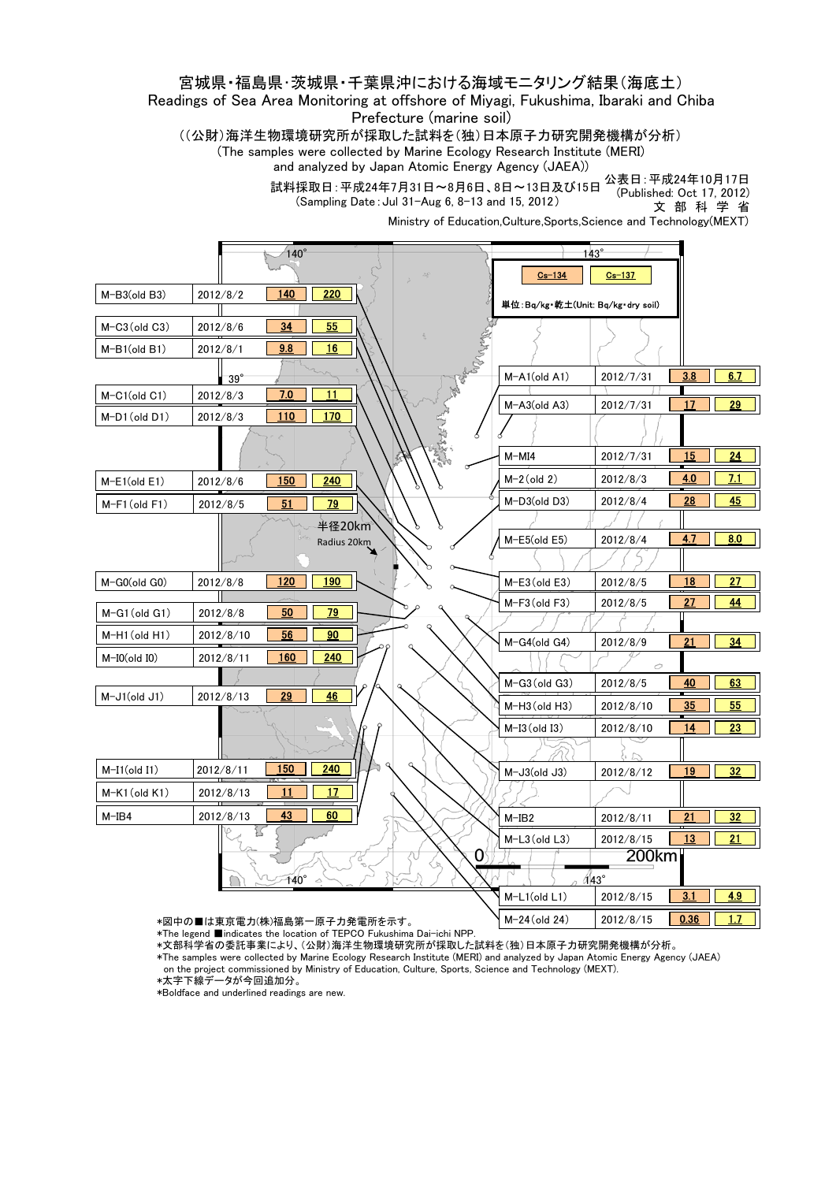# 宮城県・福島県・茨城県・千葉県沖における海域モニタリング結果（海底土）

Readings of Sea Area Monitoring at offshore of Miyagi, Fukushima, Ibaraki and Chiba Prefecture (marine soil)

（(公財)海洋生物環境研究所が採取した試料を(独)日本原子力研究開発機構が分析）

(The samples were collected by Marine Ecology Research Institute (MERI) and analyzed by Japan Atomic Energy Agency (JAEA))

試料採取日：平成24年7月31日～8月6日、8日～13日及び15日
(Sampling Date : Jul 31-Aug 6, 8-13 and 15, 2012)

公表日：平成24年10月17日
(Published: Oct 17, 2012)

文部科学省
Ministry of Education,Culture,Sports,Science and Technology(MEXT)

単位：Bq/kg・乾土(Unit: Bq/kg・dry soil)

| 地点 | 採取日 | Cs-134 | Cs-137 |
|---|---|---|---|
| M-B3(old B3) | 2012/8/2 | **140** | **220** |
| M-C3(old C3) | 2012/8/6 | **34** | **55** |
| M-B1(old B1) | 2012/8/1 | **9.8** | **16** |
| M-C1(old C1) | 2012/8/3 | **7.0** | **11** |
| M-D1(old D1) | 2012/8/3 | **110** | **170** |
| M-E1(old E1) | 2012/8/6 | **150** | **240** |
| M-F1(old F1) | 2012/8/5 | **51** | **79** |
| M-G0(old G0) | 2012/8/8 | **120** | **190** |
| M-G1(old G1) | 2012/8/8 | **50** | **79** |
| M-H1(old H1) | 2012/8/10 | **56** | **90** |
| M-I0(old I0) | 2012/8/11 | **160** | **240** |
| M-J1(old J1) | 2012/8/13 | **29** | **46** |
| M-I1(old I1) | 2012/8/11 | **150** | **240** |
| M-K1(old K1) | 2012/8/13 | **11** | **17** |
| M-IB4 | 2012/8/13 | **43** | **60** |
| M-A1(old A1) | 2012/7/31 | **3.8** | **6.7** |
| M-A3(old A3) | 2012/7/31 | **17** | **29** |
| M-MI4 | 2012/7/31 | **15** | **24** |
| M-2(old 2) | 2012/8/3 | **4.0** | **7.1** |
| M-D3(old D3) | 2012/8/4 | **28** | **45** |
| M-E5(old E5) | 2012/8/4 | **4.7** | **8.0** |
| M-E3(old E3) | 2012/8/5 | **18** | **27** |
| M-F3(old F3) | 2012/8/5 | **27** | **44** |
| M-G4(old G4) | 2012/8/9 | **21** | **34** |
| M-G3(old G3) | 2012/8/5 | **40** | **63** |
| M-H3(old H3) | 2012/8/10 | **35** | **55** |
| M-I3(old I3) | 2012/8/10 | **14** | **23** |
| M-J3(old J3) | 2012/8/12 | **19** | **32** |
| M-IB2 | 2012/8/11 | **21** | **32** |
| M-L3(old L3) | 2012/8/15 | **13** | **21** |
| M-L1(old L1) | 2012/8/15 | **3.1** | **4.9** |
| M-24(old 24) | 2012/8/15 | **0.36** | **1.7** |

140°
143°
39°
半径20km
Radius 20km
0
200km

*図中の■は東京電力(株)福島第一原子力発電所を示す。
*The legend ■indicates the location of TEPCO Fukushima Dai-ichi NPP.
*文部科学省の委託事業により、(公財)海洋生物環境研究所が採取した試料を(独)日本原子力研究開発機構が分析。
*The samples were collected by Marine Ecology Research Institute (MERI) and analyzed by Japan Atomic Energy Agency (JAEA) on the project commissioned by Ministry of Education, Culture, Sports, Science and Technology (MEXT).
*太字下線データが今回追加分。
*Boldface and underlined readings are new.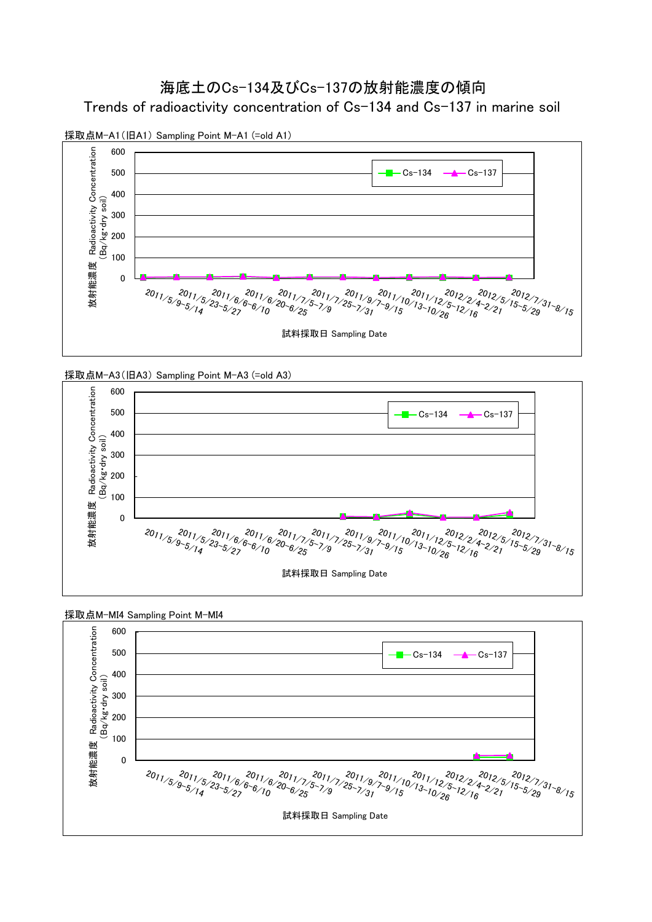# 海底土のCs-134及びCs-137の放射能濃度の傾向

## Trends of radioactivity concentration of Cs-134 and Cs-137 in marine soil

採取点M-A1（旧A1） Sampling Point M-A1 (=old A1)

放射能濃度 Radioactivity Concentration (Bq/kg･dry soil)

600
500
400
300
200
100
0

Cs-134
Cs-137

2011/5/9-5/14
2011/5/23-5/27
2011/6/6-6/10
2011/6/20-6/25
2011/7/5-7/9
2011/7/25-7/31
2011/9/7-9/15
2011/10/13-10/26
2011/12/5-12/16
2012/2/4-2/21
2012/5/15-5/29
2012/7/31-8/15

試料採取日 Sampling Date

採取点M-A3（旧A3） Sampling Point M-A3 (=old A3)

放射能濃度 Radioactivity Concentration (Bq/kg･dry soil)

600
500
400
300
200
100
0

Cs-134
Cs-137

2011/5/9-5/14
2011/5/23-5/27
2011/6/6-6/10
2011/6/20-6/25
2011/7/5-7/9
2011/7/25-7/31
2011/9/7-9/15
2011/10/13-10/26
2011/12/5-12/16
2012/2/4-2/21
2012/5/15-5/29
2012/7/31-8/15

試料採取日 Sampling Date

採取点M-MI4 Sampling Point M-MI4

放射能濃度 Radioactivity Concentration (Bq/kg･dry soil)

600
500
400
300
200
100
0

Cs-134
Cs-137

2011/5/9-5/14
2011/5/23-5/27
2011/6/6-6/10
2011/6/20-6/25
2011/7/5-7/9
2011/7/25-7/31
2011/9/7-9/15
2011/10/13-10/26
2011/12/5-12/16
2012/2/4-2/21
2012/5/15-5/29
2012/7/31-8/15

試料採取日 Sampling Date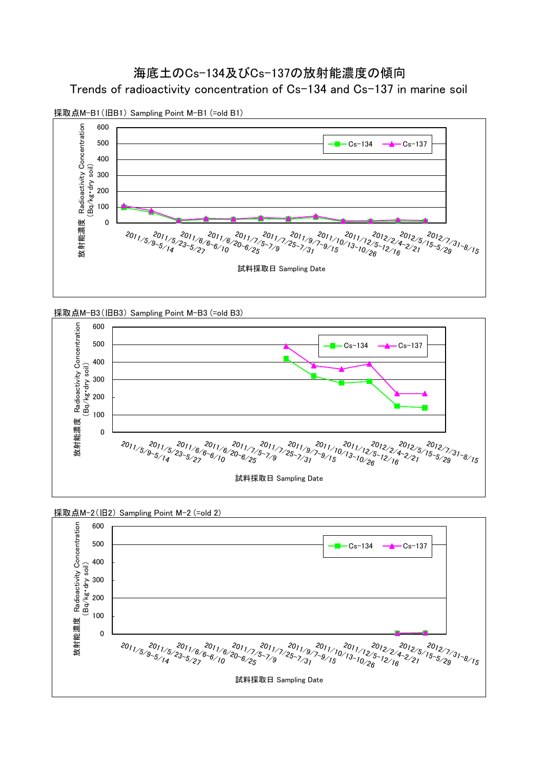# 海底土のCs-134及びCs-137の放射能濃度の傾向

Trends of radioactivity concentration of Cs-134 and Cs-137 in marine soil

採取点M-B1（旧B1） Sampling Point M-B1 (=old B1)

放射能濃度 Radioactivity Concentration (Bq/kg・dry soil)

600
500
400
300
200
100
0

Cs-134
Cs-137

2011/5/9-5/14
2011/5/23-5/27
2011/6/6-6/10
2011/6/20-6/25
2011/7/5-7/9
2011/7/25-7/31
2011/9/7-9/15
2011/10/13-10/26
2011/12/5-12/16
2012/2/4-2/21
2012/5/15-5/29
2012/7/31-8/15

試料採取日 Sampling Date

採取点M-B3（旧B3） Sampling Point M-B3 (=old B3)

放射能濃度 Radioactivity Concentration (Bq/kg・dry soil)

600
500
400
300
200
100
0

Cs-134
Cs-137

2011/5/9-5/14
2011/5/23-5/27
2011/6/6-6/10
2011/6/20-6/25
2011/7/5-7/9
2011/7/25-7/31
2011/9/7-9/15
2011/10/13-10/26
2011/12/5-12/16
2012/2/4-2/21
2012/5/15-5/29
2012/7/31-8/15

試料採取日 Sampling Date

採取点M-2（旧2） Sampling Point M-2 (=old 2)

放射能濃度 Radioactivity Concentration (Bq/kg・dry soil)

600
500
400
300
200
100
0

Cs-134
Cs-137

2011/5/9-5/14
2011/5/23-5/27
2011/6/6-6/10
2011/6/20-6/25
2011/7/5-7/9
2011/7/25-7/31
2011/9/7-9/15
2011/10/13-10/26
2011/12/5-12/16
2012/2/4-2/21
2012/5/15-5/29
2012/7/31-8/15

試料採取日 Sampling Date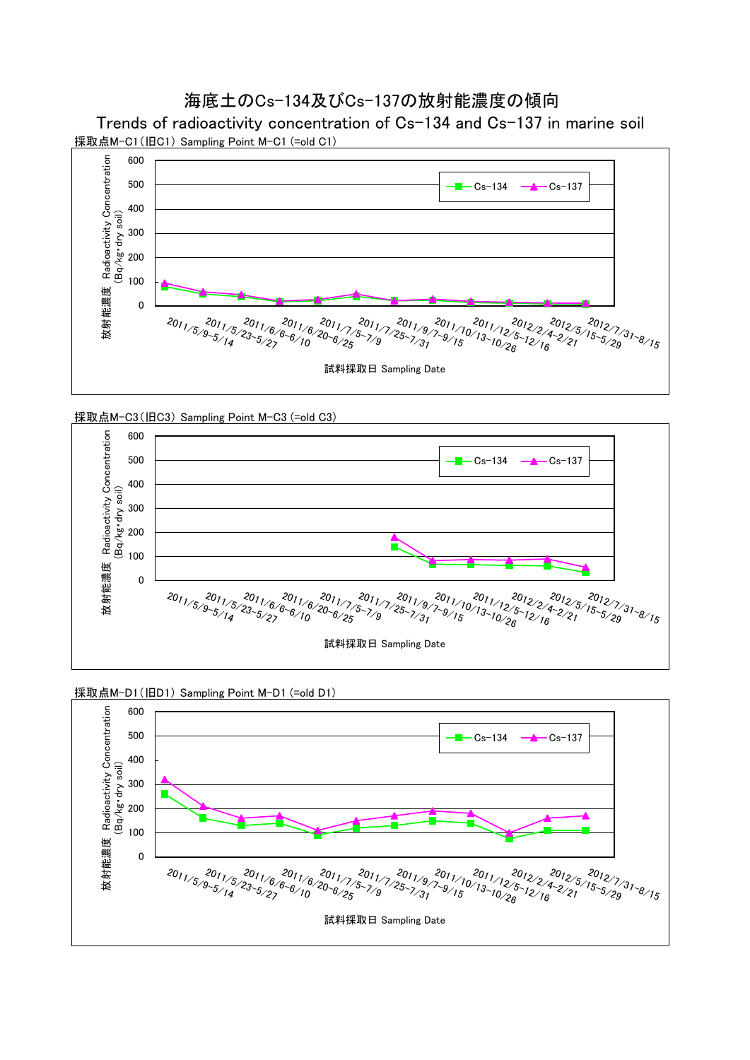# 海底土のCs-134及びCs-137の放射能濃度の傾向

## Trends of radioactivity concentration of Cs-134 and Cs-137 in marine soil

採取点M-C1（旧C1） Sampling Point M-C1 (=old C1)

放射能濃度 Radioactivity Concentration (Bq/kg･dry soil)

Cs-134　Cs-137

2011/5/9-5/14　2011/5/23-5/27　2011/6/6-6/10　2011/6/20-6/25　2011/7/5-7/9　2011/7/25-7/31　2011/9/7-9/15　2011/10/13-10/26　2011/12/5-12/16　2012/2/4-2/21　2012/5/15-5/29　2012/7/31-8/15

試料採取日 Sampling Date

採取点M-C3（旧C3） Sampling Point M-C3 (=old C3)

放射能濃度 Radioactivity Concentration (Bq/kg･dry soil)

Cs-134　Cs-137

2011/5/9-5/14　2011/5/23-5/27　2011/6/6-6/10　2011/6/20-6/25　2011/7/5-7/9　2011/7/25-7/31　2011/9/7-9/15　2011/10/13-10/26　2011/12/5-12/16　2012/2/4-2/21　2012/5/15-5/29　2012/7/31-8/15

試料採取日 Sampling Date

採取点M-D1（旧D1） Sampling Point M-D1 (=old D1)

放射能濃度 Radioactivity Concentration (Bq/kg･dry soil)

Cs-134　Cs-137

2011/5/9-5/14　2011/5/23-5/27　2011/6/6-6/10　2011/6/20-6/25　2011/7/5-7/9　2011/7/25-7/31　2011/9/7-9/15　2011/10/13-10/26　2011/12/5-12/16　2012/2/4-2/21　2012/5/15-5/29　2012/7/31-8/15

試料採取日 Sampling Date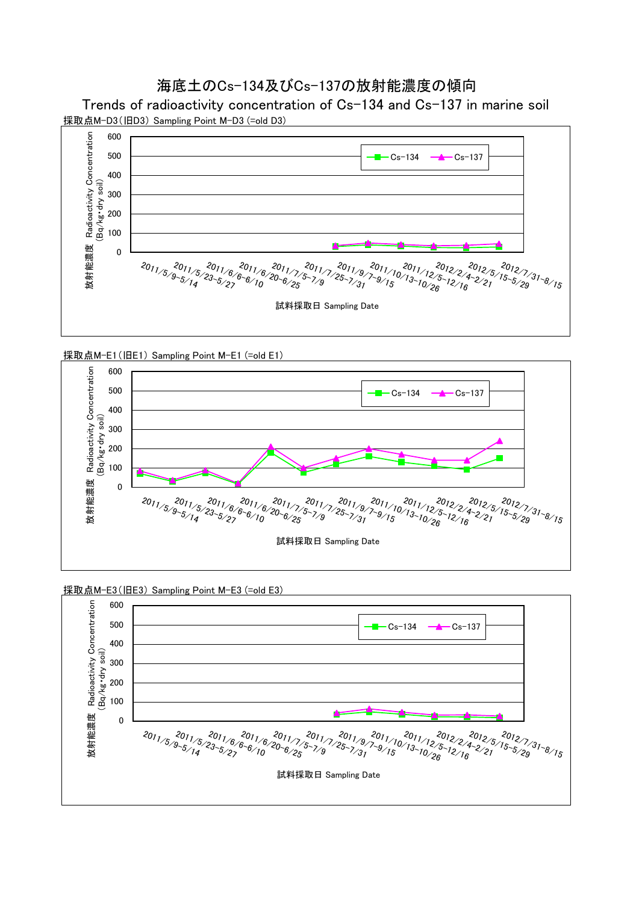# 海底土のCs-134及びCs-137の放射能濃度の傾向

## Trends of radioactivity concentration of Cs-134 and Cs-137 in marine soil

### 採取点M-D3（旧D3） Sampling Point M-D3 (=old D3)

放射能濃度 Radioactivity Concentration (Bq/kg・dry soil)

600
500
400
300
200
100
0

Cs-134 Cs-137

2011/5/9-5/14
2011/5/23-5/27
2011/6/6-6/10
2011/6/20-6/25
2011/7/5-7/9
2011/7/25-7/31
2011/9/7-9/15
2011/10/13-10/26
2011/12/5-12/16
2012/2/4-2/21
2012/5/15-5/29
2012/7/31-8/15

試料採取日 Sampling Date

### 採取点M-E1（旧E1） Sampling Point M-E1 (=old E1)

放射能濃度 Radioactivity Concentration (Bq/kg・dry soil)

600
500
400
300
200
100
0

Cs-134 Cs-137

2011/5/9-5/14
2011/5/23-5/27
2011/6/6-6/10
2011/6/20-6/25
2011/7/5-7/9
2011/7/25-7/31
2011/9/7-9/15
2011/10/13-10/26
2011/12/5-12/16
2012/2/4-2/21
2012/5/15-5/29
2012/7/31-8/15

試料採取日 Sampling Date

### 採取点M-E3（旧E3） Sampling Point M-E3 (=old E3)

放射能濃度 Radioactivity Concentration (Bq/kg・dry soil)

600
500
400
300
200
100
0

Cs-134 Cs-137

2011/5/9-5/14
2011/5/23-5/27
2011/6/6-6/10
2011/6/20-6/25
2011/7/5-7/9
2011/7/25-7/31
2011/9/7-9/15
2011/10/13-10/26
2011/12/5-12/16
2012/2/4-2/21
2012/5/15-5/29
2012/7/31-8/15

試料採取日 Sampling Date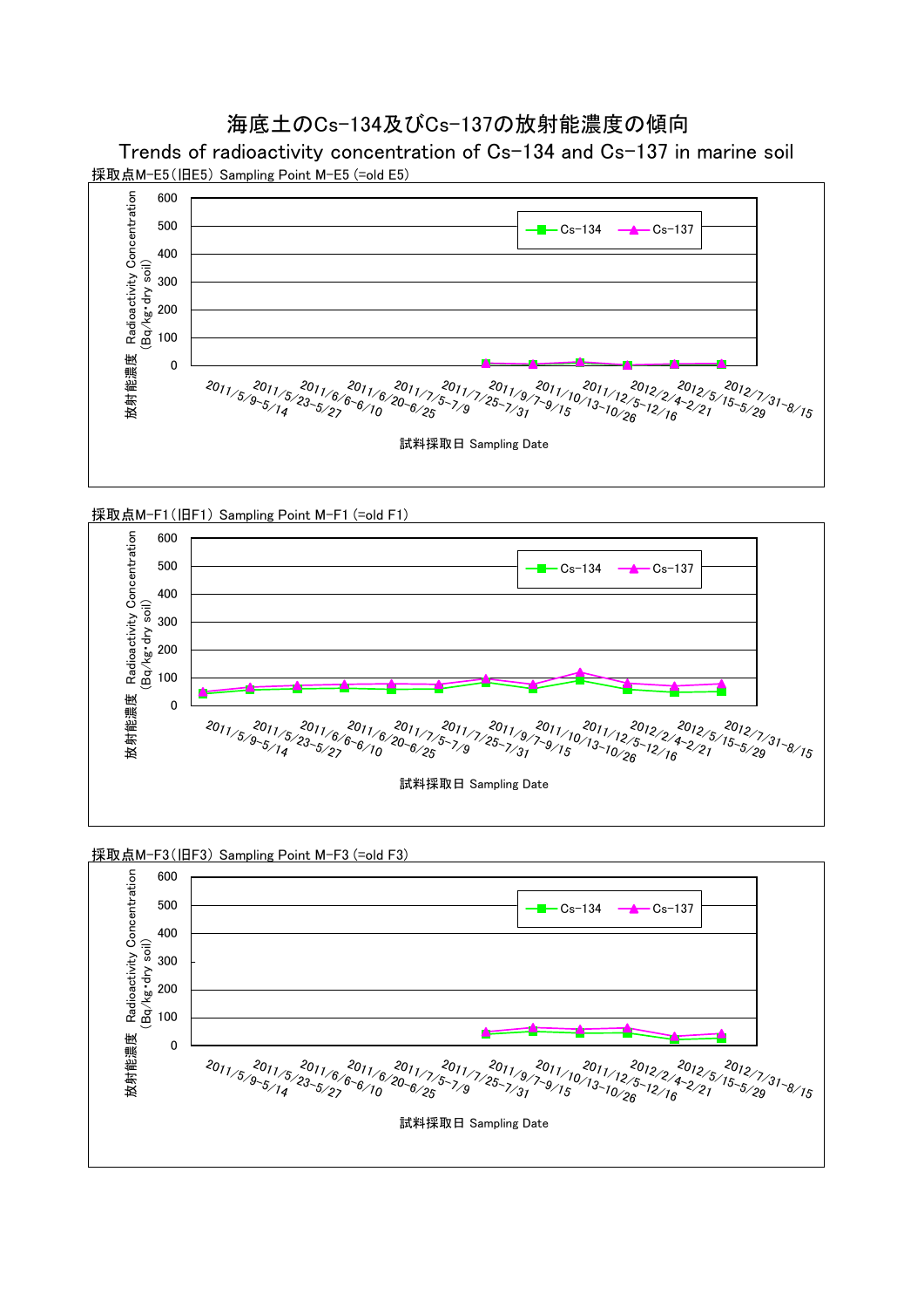# 海底土のCs-134及びCs-137の放射能濃度の傾向

## Trends of radioactivity concentration of Cs-134 and Cs-137 in marine soil

採取点M-E5（旧E5） Sampling Point M-E5 (=old E5)

放射能濃度 Radioactivity Concentration (Bq/kg・dry soil)

600
500
400
300
200
100
0

Cs-134　Cs-137

2011/5/9-5/14
2011/5/23-5/27
2011/6/6-6/10
2011/6/20-6/25
2011/7/5-7/9
2011/7/25-7/31
2011/9/7-9/15
2011/10/13-10/26
2011/12/5-12/16
2012/2/4-2/21
2012/5/15-5/29
2012/7/31-8/15

試料採取日 Sampling Date

採取点M-F1（旧F1） Sampling Point M-F1 (=old F1)

放射能濃度 Radioactivity Concentration (Bq/kg・dry soil)

600
500
400
300
200
100
0

Cs-134　Cs-137

2011/5/9-5/14
2011/5/23-5/27
2011/6/6-6/10
2011/6/20-6/25
2011/7/5-7/9
2011/7/25-7/31
2011/9/7-9/15
2011/10/13-10/26
2011/12/5-12/16
2012/2/4-2/21
2012/5/15-5/29
2012/7/31-8/15

試料採取日 Sampling Date

採取点M-F3（旧F3） Sampling Point M-F3 (=old F3)

放射能濃度 Radioactivity Concentration (Bq/kg・dry soil)

600
500
400
300
200
100
0

Cs-134　Cs-137

2011/5/9-5/14
2011/5/23-5/27
2011/6/6-6/10
2011/6/20-6/25
2011/7/5-7/9
2011/7/25-7/31
2011/9/7-9/15
2011/10/13-10/26
2011/12/5-12/16
2012/2/4-2/21
2012/5/15-5/29
2012/7/31-8/15

試料採取日 Sampling Date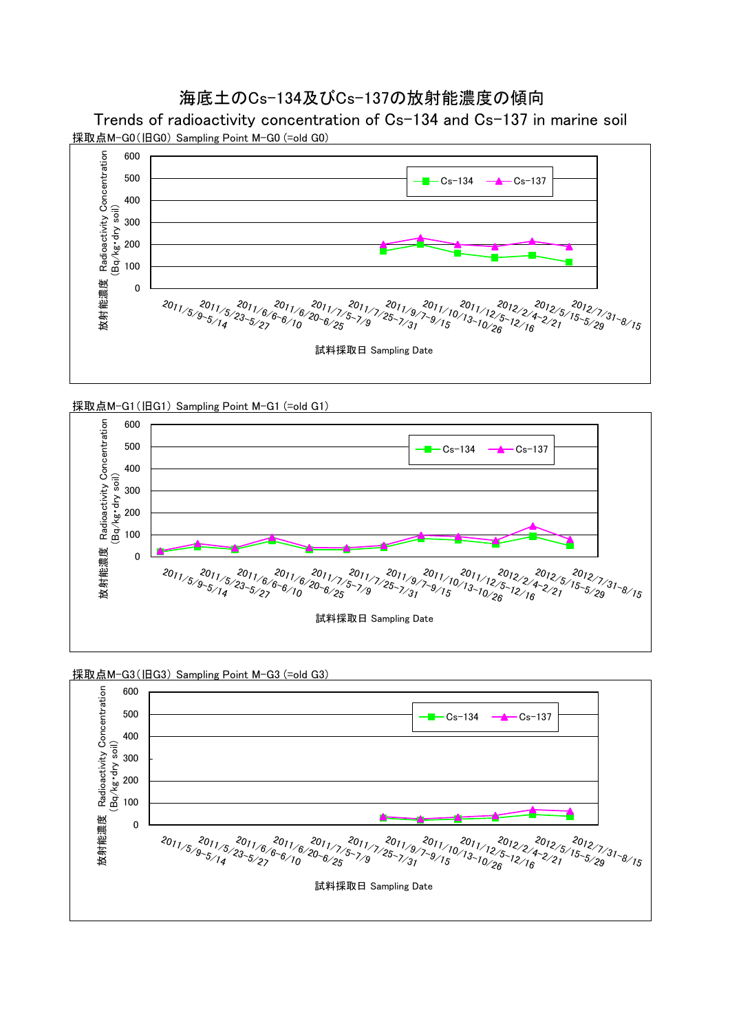# 海底土のCs-134及びCs-137の放射能濃度の傾向

## Trends of radioactivity concentration of Cs-134 and Cs-137 in marine soil

採取点M-G0（旧G0） Sampling Point M-G0 (=old G0)

放射能濃度 Radioactivity Concentration (Bq/kg･dry soil)

600
500
400
300
200
100
0

Cs-134
Cs-137

2011/5/9-5/14
2011/5/23-5/27
2011/6/6-6/10
2011/6/20-6/25
2011/7/5-7/9
2011/7/25-7/31
2011/9/7-9/15
2011/10/13-10/26
2011/12/5-12/16
2012/2/4-2/21
2012/5/15-5/29
2012/7/31-8/15

試料採取日 Sampling Date

採取点M-G1（旧G1） Sampling Point M-G1 (=old G1)

放射能濃度 Radioactivity Concentration (Bq/kg･dry soil)

600
500
400
300
200
100
0

Cs-134
Cs-137

2011/5/9-5/14
2011/5/23-5/27
2011/6/6-6/10
2011/6/20-6/25
2011/7/5-7/9
2011/7/25-7/31
2011/9/7-9/15
2011/10/13-10/26
2011/12/5-12/16
2012/2/4-2/21
2012/5/15-5/29
2012/7/31-8/15

試料採取日 Sampling Date

採取点M-G3（旧G3） Sampling Point M-G3 (=old G3)

放射能濃度 Radioactivity Concentration (Bq/kg･dry soil)

600
500
400
300
200
100
0

Cs-134
Cs-137

2011/5/9-5/14
2011/5/23-5/27
2011/6/6-6/10
2011/6/20-6/25
2011/7/5-7/9
2011/7/25-7/31
2011/9/7-9/15
2011/10/13-10/26
2011/12/5-12/16
2012/2/4-2/21
2012/5/15-5/29
2012/7/31-8/15

試料採取日 Sampling Date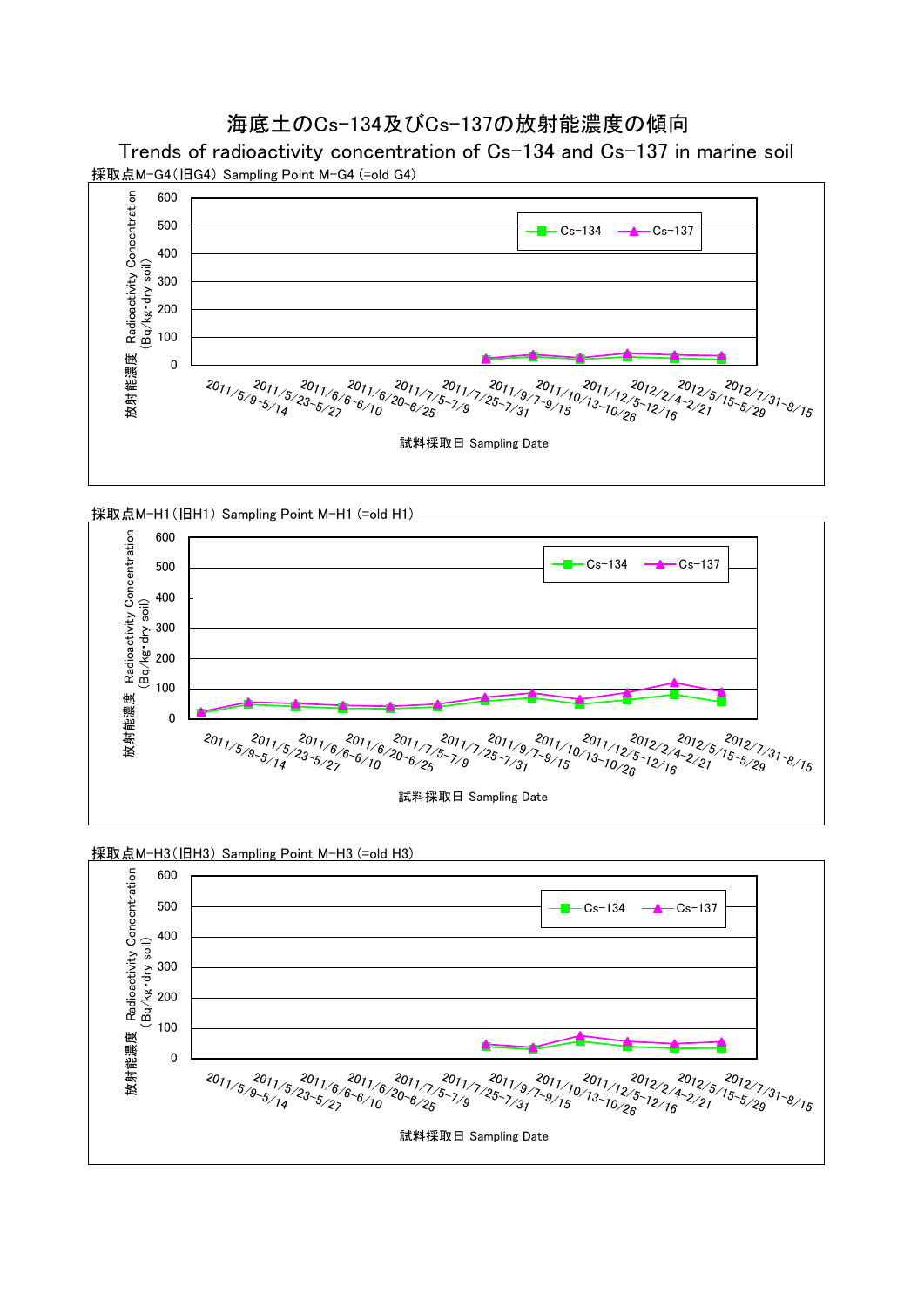# 海底土のCs-134及びCs-137の放射能濃度の傾向

## Trends of radioactivity concentration of Cs-134 and Cs-137 in marine soil

採取点M-G4（旧G4） Sampling Point M-G4 (=old G4)

放射能濃度 Radioactivity Concentration (Bq/kg・dry soil)

600
500
400
300
200
100
0

Cs-134
Cs-137

2011/5/9-5/14
2011/5/23-5/27
2011/6/6-6/10
2011/6/20-6/25
2011/7/5-7/9
2011/7/25-7/31
2011/9/7-9/15
2011/10/13-10/26
2011/12/5-12/16
2012/2/4-2/21
2012/5/15-5/29
2012/7/31-8/15

試料採取日 Sampling Date

採取点M-H1（旧H1） Sampling Point M-H1 (=old H1)

放射能濃度 Radioactivity Concentration (Bq/kg・dry soil)

600
500
400
300
200
100
0

Cs-134
Cs-137

2011/5/9-5/14
2011/5/23-5/27
2011/6/6-6/10
2011/6/20-6/25
2011/7/5-7/9
2011/7/25-7/31
2011/9/7-9/15
2011/10/13-10/26
2011/12/5-12/16
2012/2/4-2/21
2012/5/15-5/29
2012/7/31-8/15

試料採取日 Sampling Date

採取点M-H3（旧H3） Sampling Point M-H3 (=old H3)

放射能濃度 Radioactivity Concentration (Bq/kg・dry soil)

600
500
400
300
200
100
0

Cs-134
Cs-137

2011/5/9-5/14
2011/5/23-5/27
2011/6/6-6/10
2011/6/20-6/25
2011/7/5-7/9
2011/7/25-7/31
2011/9/7-9/15
2011/10/13-10/26
2011/12/5-12/16
2012/2/4-2/21
2012/5/15-5/29
2012/7/31-8/15

試料採取日 Sampling Date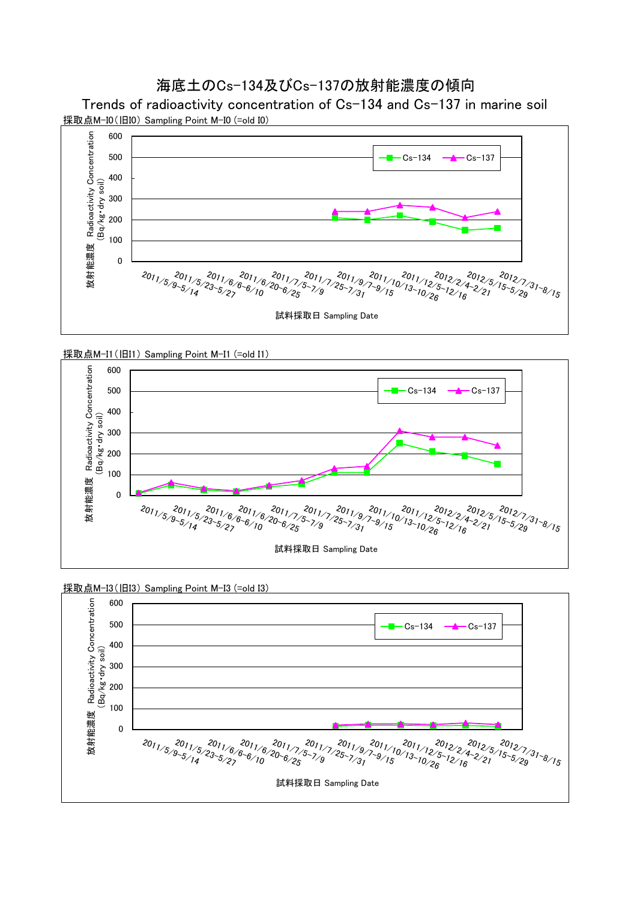# 海底土のCs-134及びCs-137の放射能濃度の傾向

## Trends of radioactivity concentration of Cs-134 and Cs-137 in marine soil

採取点M-I0（旧I0）Sampling Point M-I0 (=old I0)

放射能濃度 Radioactivity Concentration (Bq/kg・dry soil)

600
500
400
300
200
100
0

Cs-134
Cs-137

2011/5/9-5/14
2011/5/23-5/27
2011/6/6-6/10
2011/6/20-6/25
2011/7/5-7/9
2011/7/25-7/31
2011/9/7-9/15
2011/10/13-10/26
2011/12/5-12/16
2012/2/4-2/21
2012/5/15-5/29
2012/7/31-8/15

試料採取日 Sampling Date

採取点M-I1（旧I1）Sampling Point M-I1 (=old I1)

放射能濃度 Radioactivity Concentration (Bq/kg・dry soil)

600
500
400
300
200
100
0

Cs-134
Cs-137

2011/5/9-5/14
2011/5/23-5/27
2011/6/6-6/10
2011/6/20-6/25
2011/7/5-7/9
2011/7/25-7/31
2011/9/7-9/15
2011/10/13-10/26
2011/12/5-12/16
2012/2/4-2/21
2012/5/15-5/29
2012/7/31-8/15

試料採取日 Sampling Date

採取点M-I3（旧I3）Sampling Point M-I3 (=old I3)

放射能濃度 Radioactivity Concentration (Bq/kg・dry soil)

600
500
400
300
200
100
0

Cs-134
Cs-137

2011/5/9-5/14
2011/5/23-5/27
2011/6/6-6/10
2011/6/20-6/25
2011/7/5-7/9
2011/7/25-7/31
2011/9/7-9/15
2011/10/13-10/26
2011/12/5-12/16
2012/2/4-2/21
2012/5/15-5/29
2012/7/31-8/15

試料採取日 Sampling Date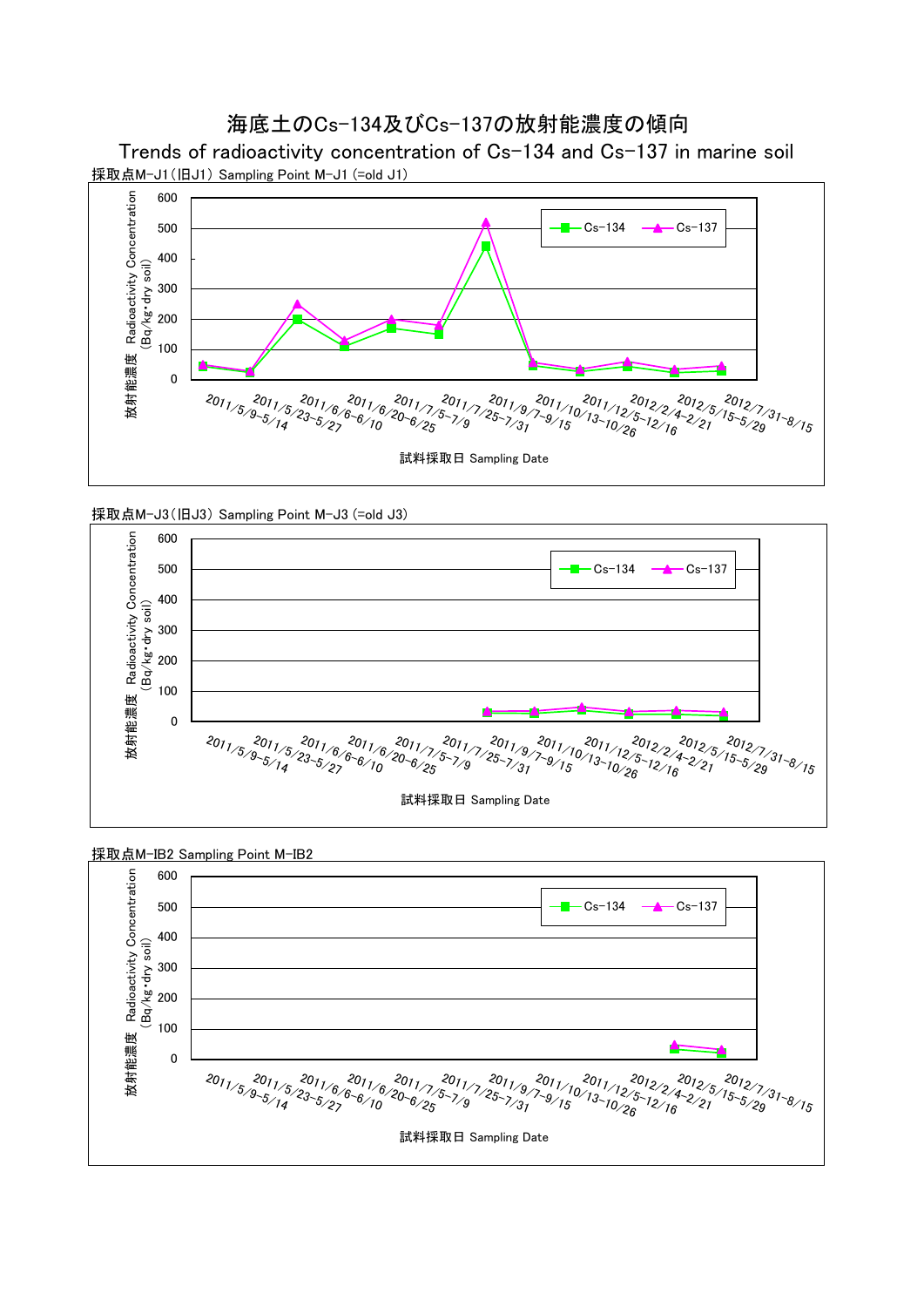# 海底土のCs-134及びCs-137の放射能濃度の傾向

## Trends of radioactivity concentration of Cs-134 and Cs-137 in marine soil

採取点M-J1（旧J1） Sampling Point M-J1 (=old J1)

放射能濃度 Radioactivity Concentration (Bq/kg・dry soil)

600
500
400
300
200
100
0

Cs-134
Cs-137

2011/5/9-5/14
2011/5/23-5/27
2011/6/6-6/10
2011/6/20-6/25
2011/7/5-7/9
2011/7/25-7/31
2011/9/7-9/15
2011/10/13-10/26
2011/12/5-12/16
2012/2/4-2/21
2012/5/15-5/29
2012/7/31-8/15

試料採取日 Sampling Date

採取点M-J3（旧J3） Sampling Point M-J3 (=old J3)

放射能濃度 Radioactivity Concentration (Bq/kg・dry soil)

600
500
400
300
200
100
0

Cs-134
Cs-137

2011/5/9-5/14
2011/5/23-5/27
2011/6/6-6/10
2011/6/20-6/25
2011/7/5-7/9
2011/7/25-7/31
2011/9/7-9/15
2011/10/13-10/26
2011/12/5-12/16
2012/2/4-2/21
2012/5/15-5/29
2012/7/31-8/15

試料採取日 Sampling Date

採取点M-IB2 Sampling Point M-IB2

放射能濃度 Radioactivity Concentration (Bq/kg・dry soil)

600
500
400
300
200
100
0

Cs-134
Cs-137

2011/5/9-5/14
2011/5/23-5/27
2011/6/6-6/10
2011/6/20-6/25
2011/7/5-7/9
2011/7/25-7/31
2011/9/7-9/15
2011/10/13-10/26
2011/12/5-12/16
2012/2/4-2/21
2012/5/15-5/29
2012/7/31-8/15

試料採取日 Sampling Date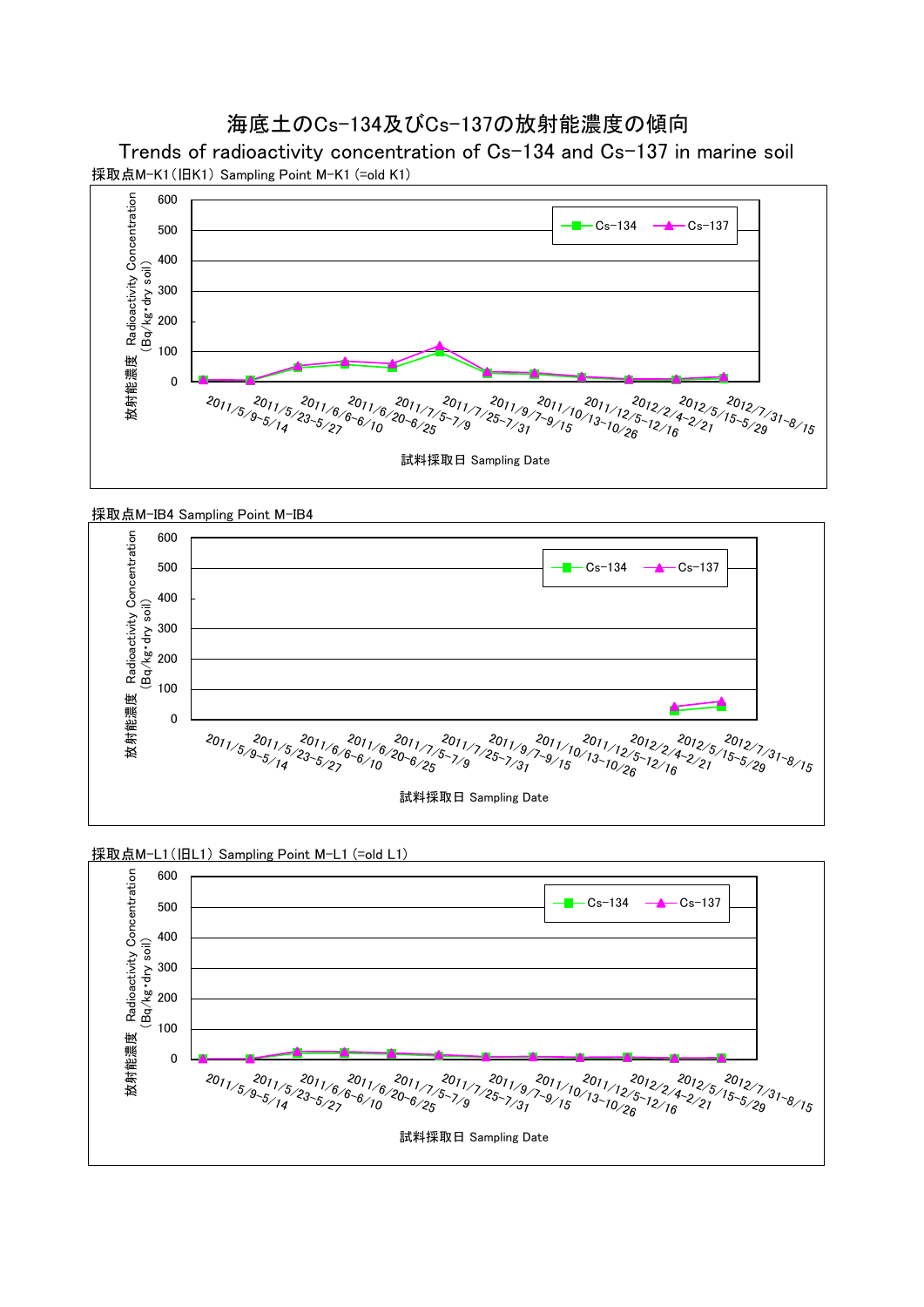# 海底土のCs-134及びCs-137の放射能濃度の傾向

## Trends of radioactivity concentration of Cs-134 and Cs-137 in marine soil

採取点M-K1（旧K1） Sampling Point M-K1 (=old K1)

放射能濃度　Radioactivity Concentration (Bq/kg・dry soil)

600
500
400
300
200
100
0

Cs-134
Cs-137

2011/5/9-5/14
2011/5/23-5/27
2011/6/6-6/10
2011/6/20-6/25
2011/7/5-7/9
2011/7/25-7/31
2011/9/7-9/15
2011/10/13-10/26
2011/12/5-12/16
2012/2/4-2/21
2012/5/15-5/29
2012/7/31-8/15

試料採取日 Sampling Date

採取点M-IB4 Sampling Point M-IB4

放射能濃度　Radioactivity Concentration (Bq/kg・dry soil)

600
500
400
300
200
100
0

Cs-134
Cs-137

2011/5/9-5/14
2011/5/23-5/27
2011/6/6-6/10
2011/6/20-6/25
2011/7/5-7/9
2011/7/25-7/31
2011/9/7-9/15
2011/10/13-10/26
2011/12/5-12/16
2012/2/4-2/21
2012/5/15-5/29
2012/7/31-8/15

試料採取日 Sampling Date

採取点M-L1（旧L1） Sampling Point M-L1 (=old L1)

放射能濃度　Radioactivity Concentration (Bq/kg・dry soil)

600
500
400
300
200
100
0

Cs-134
Cs-137

2011/5/9-5/14
2011/5/23-5/27
2011/6/6-6/10
2011/6/20-6/25
2011/7/5-7/9
2011/7/25-7/31
2011/9/7-9/15
2011/10/13-10/26
2011/12/5-12/16
2012/2/4-2/21
2012/5/15-5/29
2012/7/31-8/15

試料採取日 Sampling Date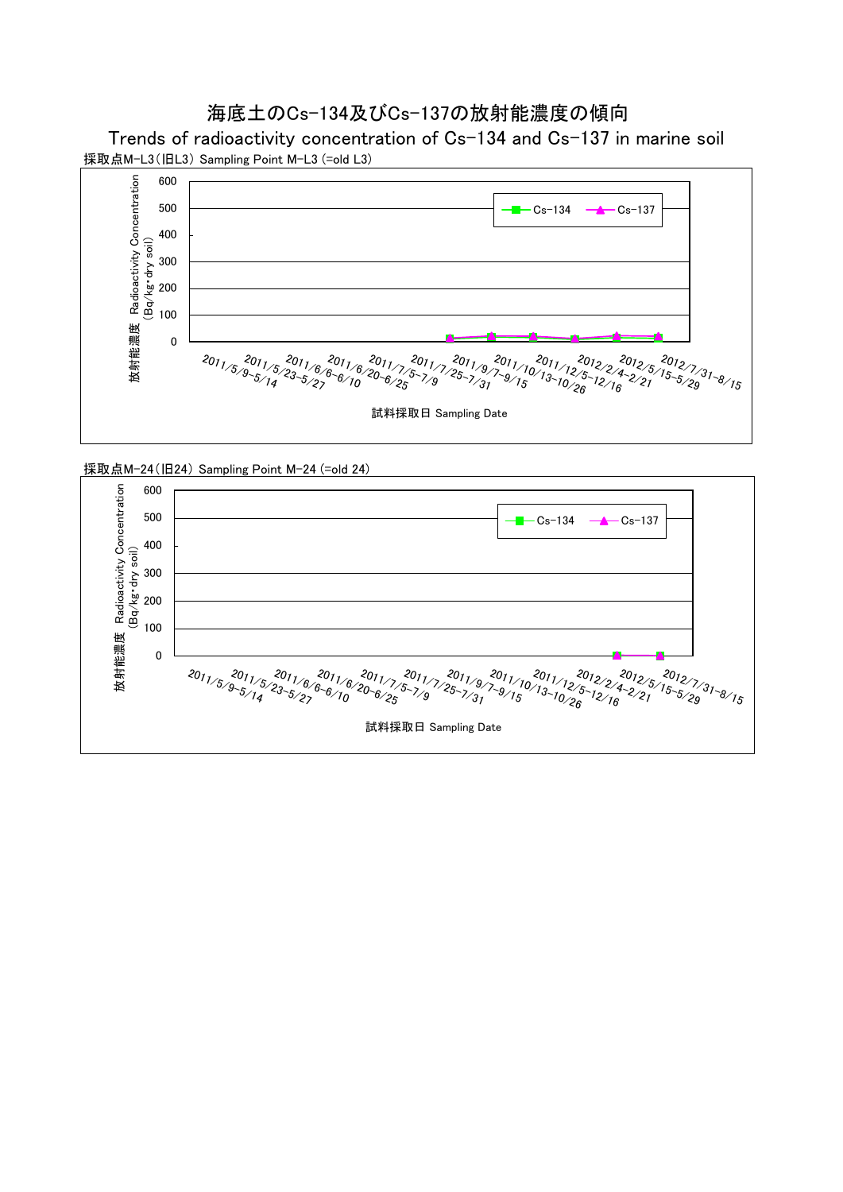# 海底土のCs-134及びCs-137の放射能濃度の傾向

## Trends of radioactivity concentration of Cs-134 and Cs-137 in marine soil

採取点M-L3（旧L3） Sampling Point M-L3 (=old L3)

放射能濃度 Radioactivity Concentration (Bq/kg･dry soil)

600
500
400
300
200
100
0

Cs-134
Cs-137

2011/5/9-5/14
2011/5/23-5/27
2011/6/6-6/10
2011/6/20-6/25
2011/7/5-7/9
2011/7/25-7/31
2011/9/7-9/15
2011/10/13-10/26
2011/12/5-12/16
2012/2/4-2/21
2012/5/15-5/29
2012/7/31-8/15

試料採取日 Sampling Date

採取点M-24（旧24） Sampling Point M-24 (=old 24)

放射能濃度 Radioactivity Concentration (Bq/kg･dry soil)

600
500
400
300
200
100
0

Cs-134
Cs-137

2011/5/9-5/14
2011/5/23-5/27
2011/6/6-6/10
2011/6/20-6/25
2011/7/5-7/9
2011/7/25-7/31
2011/9/7-9/15
2011/10/13-10/26
2011/12/5-12/16
2012/2/4-2/21
2012/5/15-5/29
2012/7/31-8/15

試料採取日 Sampling Date